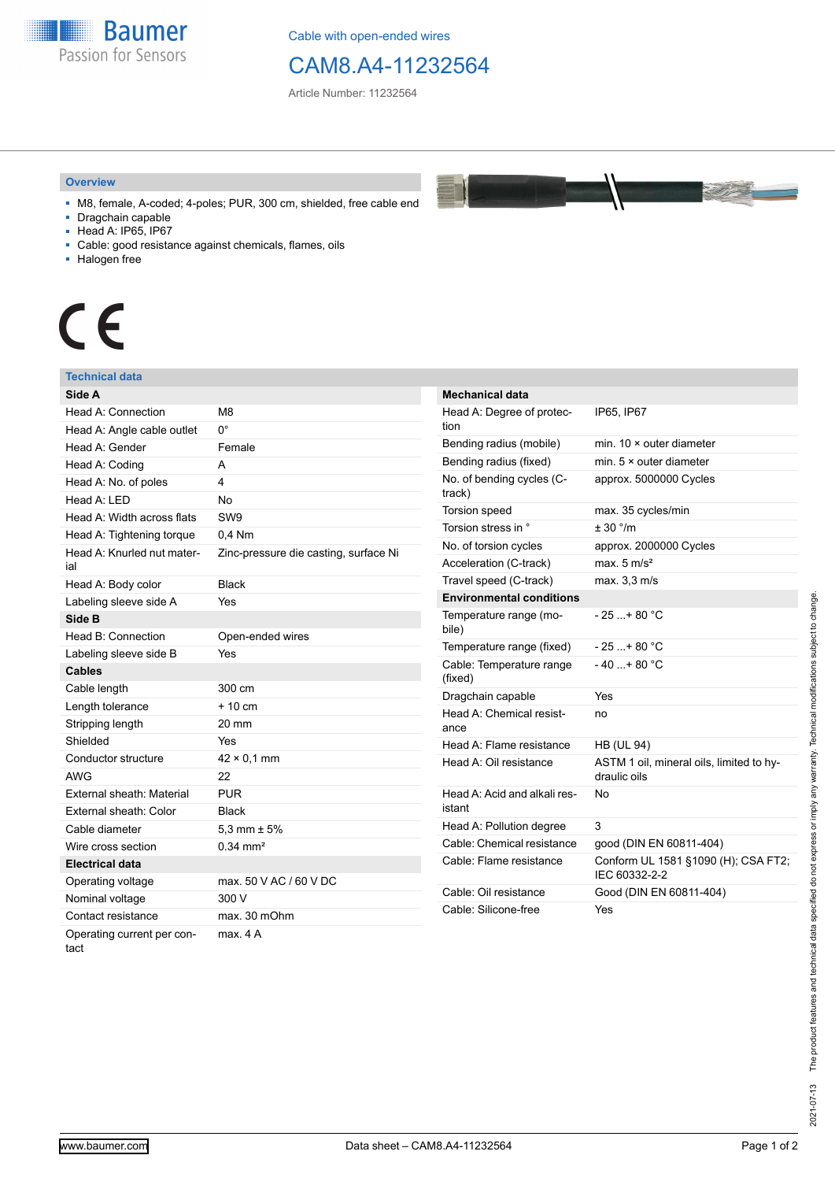Cable with open-ended wires

# CAM8.A4-11232564

Article Number: 11232564

## Overview

- M8, female, A-coded; 4-poles; PUR, 300 cm, shielded, free cable end
- Dragchain capable
- Head A: IP65, IP67
- Cable: good resistance against chemicals, flames, oils
- Halogen free

CE

## Technical data

| Side A | |
|---|---|
| Head A: Connection | M8 |
| Head A: Angle cable outlet | 0° |
| Head A: Gender | Female |
| Head A: Coding | A |
| Head A: No. of poles | 4 |
| Head A: LED | No |
| Head A: Width across flats | SW9 |
| Head A: Tightening torque | 0,4 Nm |
| Head A: Knurled nut material | Zinc-pressure die casting, surface Ni |
| Head A: Body color | Black |
| Labeling sleeve side A | Yes |
| **Side B** | |
| Head B: Connection | Open-ended wires |
| Labeling sleeve side B | Yes |
| **Cables** | |
| Cable length | 300 cm |
| Length tolerance | + 10 cm |
| Stripping length | 20 mm |
| Shielded | Yes |
| Conductor structure | 42 × 0,1 mm |
| AWG | 22 |
| External sheath: Material | PUR |
| External sheath: Color | Black |
| Cable diameter | 5,3 mm ± 5% |
| Wire cross section | 0.34 mm² |
| **Electrical data** | |
| Operating voltage | max. 50 V AC / 60 V DC |
| Nominal voltage | 300 V |
| Contact resistance | max. 30 mOhm |
| Operating current per contact | max. 4 A |

| Mechanical data | |
|---|---|
| Head A: Degree of protection | IP65, IP67 |
| Bending radius (mobile) | min. 10 × outer diameter |
| Bending radius (fixed) | min. 5 × outer diameter |
| No. of bending cycles (C-track) | approx. 5000000 Cycles |
| Torsion speed | max. 35 cycles/min |
| Torsion stress in ° | ± 30 °/m |
| No. of torsion cycles | approx. 2000000 Cycles |
| Acceleration (C-track) | max. 5 m/s² |
| Travel speed (C-track) | max. 3,3 m/s |
| **Environmental conditions** | |
| Temperature range (mobile) | - 25 ...+ 80 °C |
| Temperature range (fixed) | - 25 ...+ 80 °C |
| Cable: Temperature range (fixed) | - 40 ...+ 80 °C |
| Dragchain capable | Yes |
| Head A: Chemical resistance | no |
| Head A: Flame resistance | HB (UL 94) |
| Head A: Oil resistance | ASTM 1 oil, mineral oils, limited to hydraulic oils |
| Head A: Acid and alkali resistant | No |
| Head A: Pollution degree | 3 |
| Cable: Chemical resistance | good (DIN EN 60811-404) |
| Cable: Flame resistance | Conform UL 1581 §1090 (H); CSA FT2; IEC 60332-2-2 |
| Cable: Oil resistance | Good (DIN EN 60811-404) |
| Cable: Silicone-free | Yes |

The product features and technical data specified do not express or imply any warranty. Technical modifications subject to change. 2021-07-13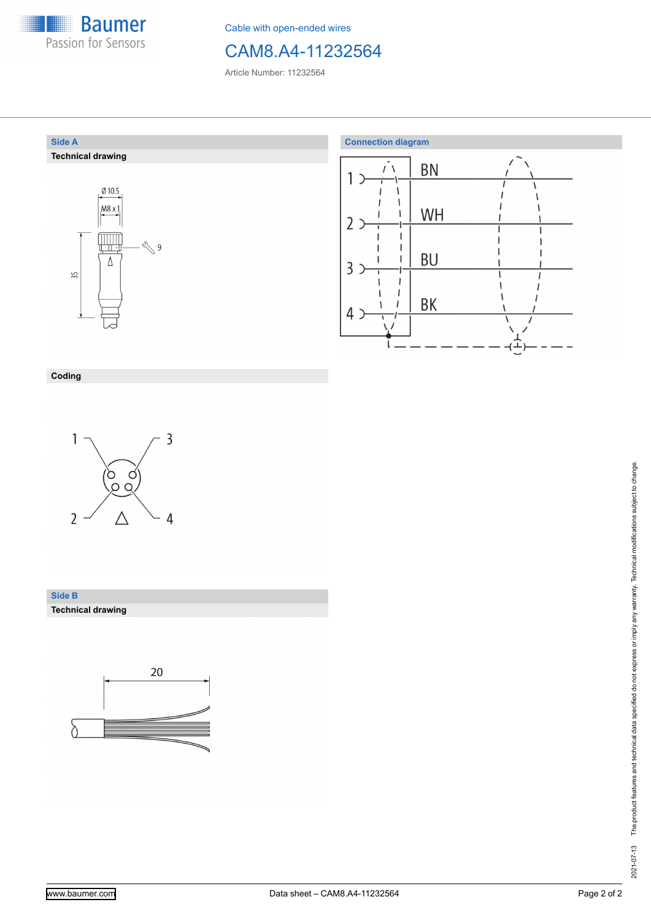Cable with open-ended wires

# CAM8.A4-11232564

Article Number: 11232564

## Side A

### Technical drawing

Ø 10.5

M8 x 1

9

35

## Connection diagram

1 BN

2 WH

3 BU

4 BK

### Coding

1

3

2

4

## Side B

### Technical drawing

20

2021-07-13 The product features and technical data specified do not express or imply any warranty. Technical modifications subject to change.